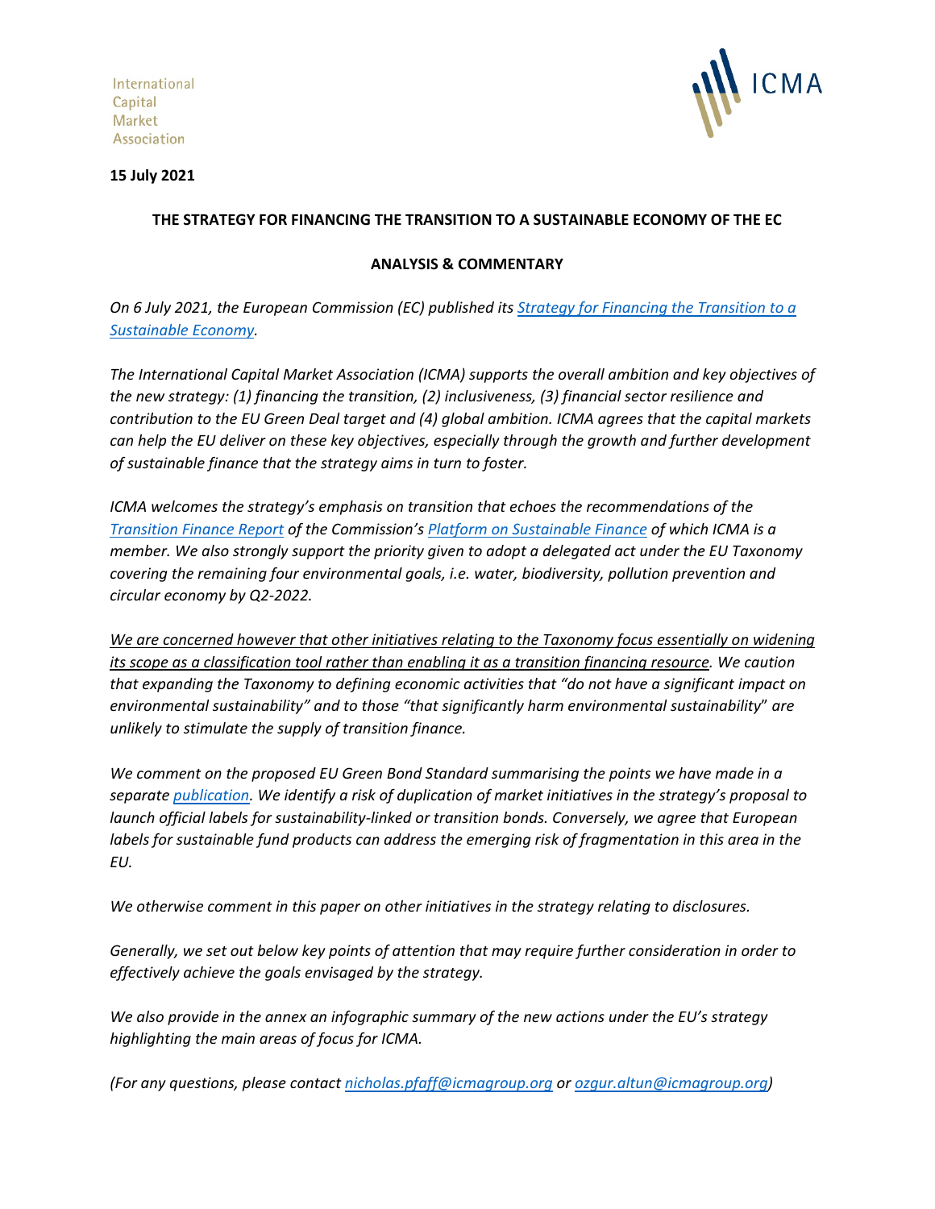International
Capital
Market
Association

**15 July 2021**

**THE STRATEGY FOR FINANCING THE TRANSITION TO A SUSTAINABLE ECONOMY OF THE EC**

**ANALYSIS & COMMENTARY**

*On 6 July 2021, the European Commission (EC) published its [Strategy for Financing the Transition to a Sustainable Economy](#).*

*The International Capital Market Association (ICMA) supports the overall ambition and key objectives of the new strategy: (1) financing the transition, (2) inclusiveness, (3) financial sector resilience and contribution to the EU Green Deal target and (4) global ambition. ICMA agrees that the capital markets can help the EU deliver on these key objectives, especially through the growth and further development of sustainable finance that the strategy aims in turn to foster.*

*ICMA welcomes the strategy's emphasis on transition that echoes the recommendations of the [Transition Finance Report](#) of the Commission's [Platform on Sustainable Finance](#) of which ICMA is a member. We also strongly support the priority given to adopt a delegated act under the EU Taxonomy covering the remaining four environmental goals, i.e. water, biodiversity, pollution prevention and circular economy by Q2-2022.*

*<u>We are concerned however that other initiatives relating to the Taxonomy focus essentially on widening its scope as a classification tool rather than enabling it as a transition financing resource</u>. We caution that expanding the Taxonomy to defining economic activities that "do not have a significant impact on environmental sustainability" and to those "that significantly harm environmental sustainability" are unlikely to stimulate the supply of transition finance.*

*We comment on the proposed EU Green Bond Standard summarising the points we have made in a separate [publication](#). We identify a risk of duplication of market initiatives in the strategy's proposal to launch official labels for sustainability-linked or transition bonds. Conversely, we agree that European labels for sustainable fund products can address the emerging risk of fragmentation in this area in the EU.*

*We otherwise comment in this paper on other initiatives in the strategy relating to disclosures.*

*Generally, we set out below key points of attention that may require further consideration in order to effectively achieve the goals envisaged by the strategy.*

*We also provide in the annex an infographic summary of the new actions under the EU's strategy highlighting the main areas of focus for ICMA.*

*(For any questions, please contact [nicholas.pfaff@icmagroup.org](mailto:nicholas.pfaff@icmagroup.org) or [ozgur.altun@icmagroup.org](mailto:ozgur.altun@icmagroup.org))*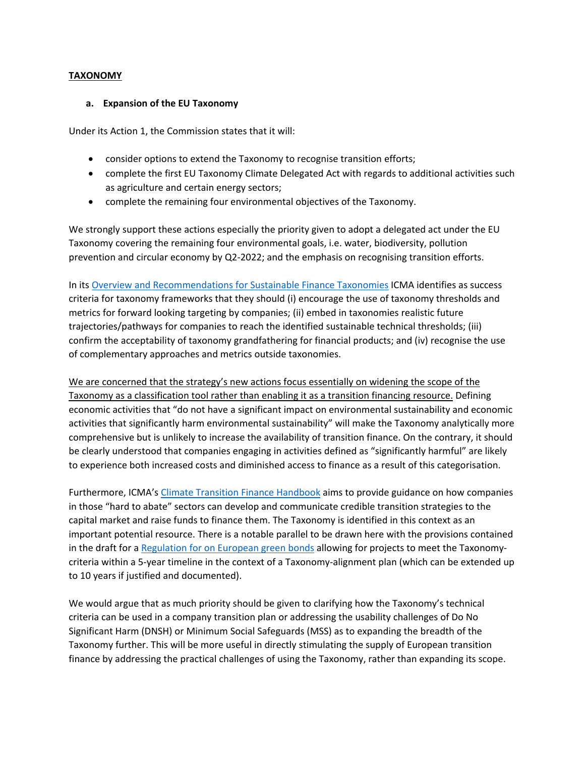**<u>TAXONOMY</u>**

**a. Expansion of the EU Taxonomy**

Under its Action 1, the Commission states that it will:

- consider options to extend the Taxonomy to recognise transition efforts;
- complete the first EU Taxonomy Climate Delegated Act with regards to additional activities such as agriculture and certain energy sectors;
- complete the remaining four environmental objectives of the Taxonomy.

We strongly support these actions especially the priority given to adopt a delegated act under the EU Taxonomy covering the remaining four environmental goals, i.e. water, biodiversity, pollution prevention and circular economy by Q2-2022; and the emphasis on recognising transition efforts.

In its [Overview and Recommendations for Sustainable Finance Taxonomies] ICMA identifies as success criteria for taxonomy frameworks that they should (i) encourage the use of taxonomy thresholds and metrics for forward looking targeting by companies; (ii) embed in taxonomies realistic future trajectories/pathways for companies to reach the identified sustainable technical thresholds; (iii) confirm the acceptability of taxonomy grandfathering for financial products; and (iv) recognise the use of complementary approaches and metrics outside taxonomies.

<u>We are concerned that the strategy's new actions focus essentially on widening the scope of the Taxonomy as a classification tool rather than enabling it as a transition financing resource.</u> Defining economic activities that "do not have a significant impact on environmental sustainability and economic activities that significantly harm environmental sustainability" will make the Taxonomy analytically more comprehensive but is unlikely to increase the availability of transition finance. On the contrary, it should be clearly understood that companies engaging in activities defined as "significantly harmful" are likely to experience both increased costs and diminished access to finance as a result of this categorisation.

Furthermore, ICMA's [Climate Transition Finance Handbook] aims to provide guidance on how companies in those "hard to abate" sectors can develop and communicate credible transition strategies to the capital market and raise funds to finance them. The Taxonomy is identified in this context as an important potential resource. There is a notable parallel to be drawn here with the provisions contained in the draft for a [Regulation for on European green bonds] allowing for projects to meet the Taxonomy-criteria within a 5-year timeline in the context of a Taxonomy-alignment plan (which can be extended up to 10 years if justified and documented).

We would argue that as much priority should be given to clarifying how the Taxonomy's technical criteria can be used in a company transition plan or addressing the usability challenges of Do No Significant Harm (DNSH) or Minimum Social Safeguards (MSS) as to expanding the breadth of the Taxonomy further. This will be more useful in directly stimulating the supply of European transition finance by addressing the practical challenges of using the Taxonomy, rather than expanding its scope.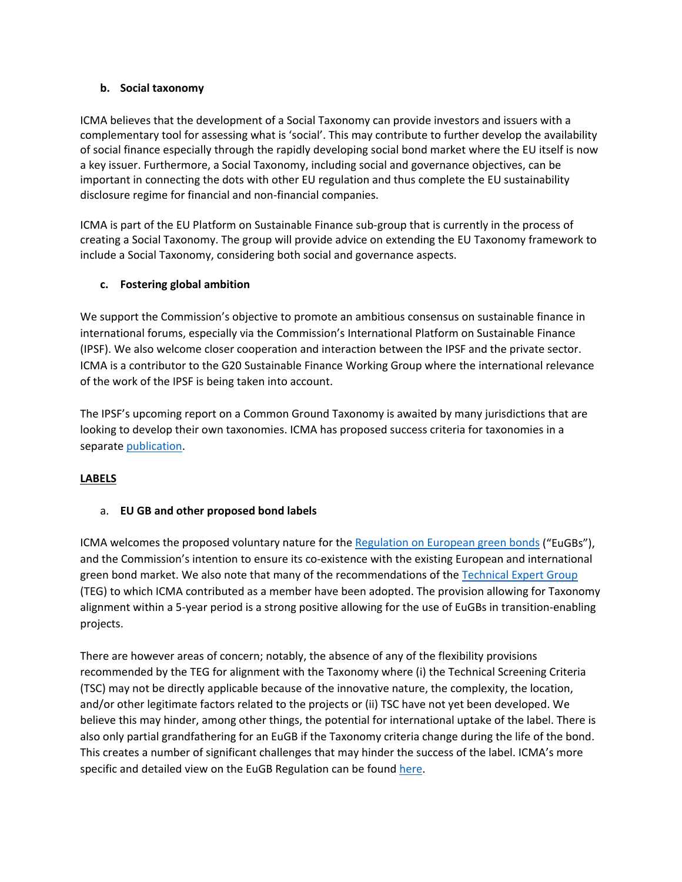### b. Social taxonomy

ICMA believes that the development of a Social Taxonomy can provide investors and issuers with a complementary tool for assessing what is 'social'. This may contribute to further develop the availability of social finance especially through the rapidly developing social bond market where the EU itself is now a key issuer. Furthermore, a Social Taxonomy, including social and governance objectives, can be important in connecting the dots with other EU regulation and thus complete the EU sustainability disclosure regime for financial and non-financial companies.

ICMA is part of the EU Platform on Sustainable Finance sub-group that is currently in the process of creating a Social Taxonomy. The group will provide advice on extending the EU Taxonomy framework to include a Social Taxonomy, considering both social and governance aspects.

### c. Fostering global ambition

We support the Commission's objective to promote an ambitious consensus on sustainable finance in international forums, especially via the Commission's International Platform on Sustainable Finance (IPSF). We also welcome closer cooperation and interaction between the IPSF and the private sector. ICMA is a contributor to the G20 Sustainable Finance Working Group where the international relevance of the work of the IPSF is being taken into account.

The IPSF's upcoming report on a Common Ground Taxonomy is awaited by many jurisdictions that are looking to develop their own taxonomies. ICMA has proposed success criteria for taxonomies in a separate publication.

## LABELS

### a. EU GB and other proposed bond labels

ICMA welcomes the proposed voluntary nature for the Regulation on European green bonds ("EuGBs"), and the Commission's intention to ensure its co-existence with the existing European and international green bond market. We also note that many of the recommendations of the Technical Expert Group (TEG) to which ICMA contributed as a member have been adopted. The provision allowing for Taxonomy alignment within a 5-year period is a strong positive allowing for the use of EuGBs in transition-enabling projects.

There are however areas of concern; notably, the absence of any of the flexibility provisions recommended by the TEG for alignment with the Taxonomy where (i) the Technical Screening Criteria (TSC) may not be directly applicable because of the innovative nature, the complexity, the location, and/or other legitimate factors related to the projects or (ii) TSC have not yet been developed. We believe this may hinder, among other things, the potential for international uptake of the label. There is also only partial grandfathering for an EuGB if the Taxonomy criteria change during the life of the bond. This creates a number of significant challenges that may hinder the success of the label. ICMA's more specific and detailed view on the EuGB Regulation can be found here.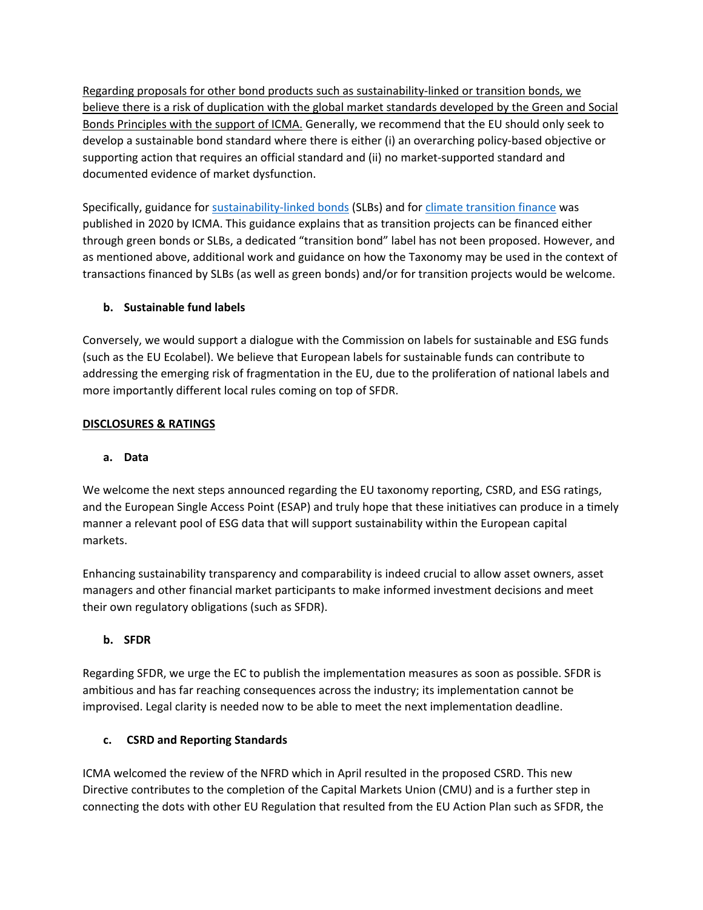<u>Regarding proposals for other bond products such as sustainability-linked or transition bonds, we believe there is a risk of duplication with the global market standards developed by the Green and Social Bonds Principles with the support of ICMA.</u> Generally, we recommend that the EU should only seek to develop a sustainable bond standard where there is either (i) an overarching policy-based objective or supporting action that requires an official standard and (ii) no market-supported standard and documented evidence of market dysfunction.

Specifically, guidance for sustainability-linked bonds (SLBs) and for climate transition finance was published in 2020 by ICMA. This guidance explains that as transition projects can be financed either through green bonds or SLBs, a dedicated "transition bond" label has not been proposed. However, and as mentioned above, additional work and guidance on how the Taxonomy may be used in the context of transactions financed by SLBs (as well as green bonds) and/or for transition projects would be welcome.

**b. Sustainable fund labels**

Conversely, we would support a dialogue with the Commission on labels for sustainable and ESG funds (such as the EU Ecolabel). We believe that European labels for sustainable funds can contribute to addressing the emerging risk of fragmentation in the EU, due to the proliferation of national labels and more importantly different local rules coming on top of SFDR.

**<u>DISCLOSURES & RATINGS</u>**

**a. Data**

We welcome the next steps announced regarding the EU taxonomy reporting, CSRD, and ESG ratings, and the European Single Access Point (ESAP) and truly hope that these initiatives can produce in a timely manner a relevant pool of ESG data that will support sustainability within the European capital markets.

Enhancing sustainability transparency and comparability is indeed crucial to allow asset owners, asset managers and other financial market participants to make informed investment decisions and meet their own regulatory obligations (such as SFDR).

**b. SFDR**

Regarding SFDR, we urge the EC to publish the implementation measures as soon as possible. SFDR is ambitious and has far reaching consequences across the industry; its implementation cannot be improvised. Legal clarity is needed now to be able to meet the next implementation deadline.

**c. CSRD and Reporting Standards**

ICMA welcomed the review of the NFRD which in April resulted in the proposed CSRD. This new Directive contributes to the completion of the Capital Markets Union (CMU) and is a further step in connecting the dots with other EU Regulation that resulted from the EU Action Plan such as SFDR, the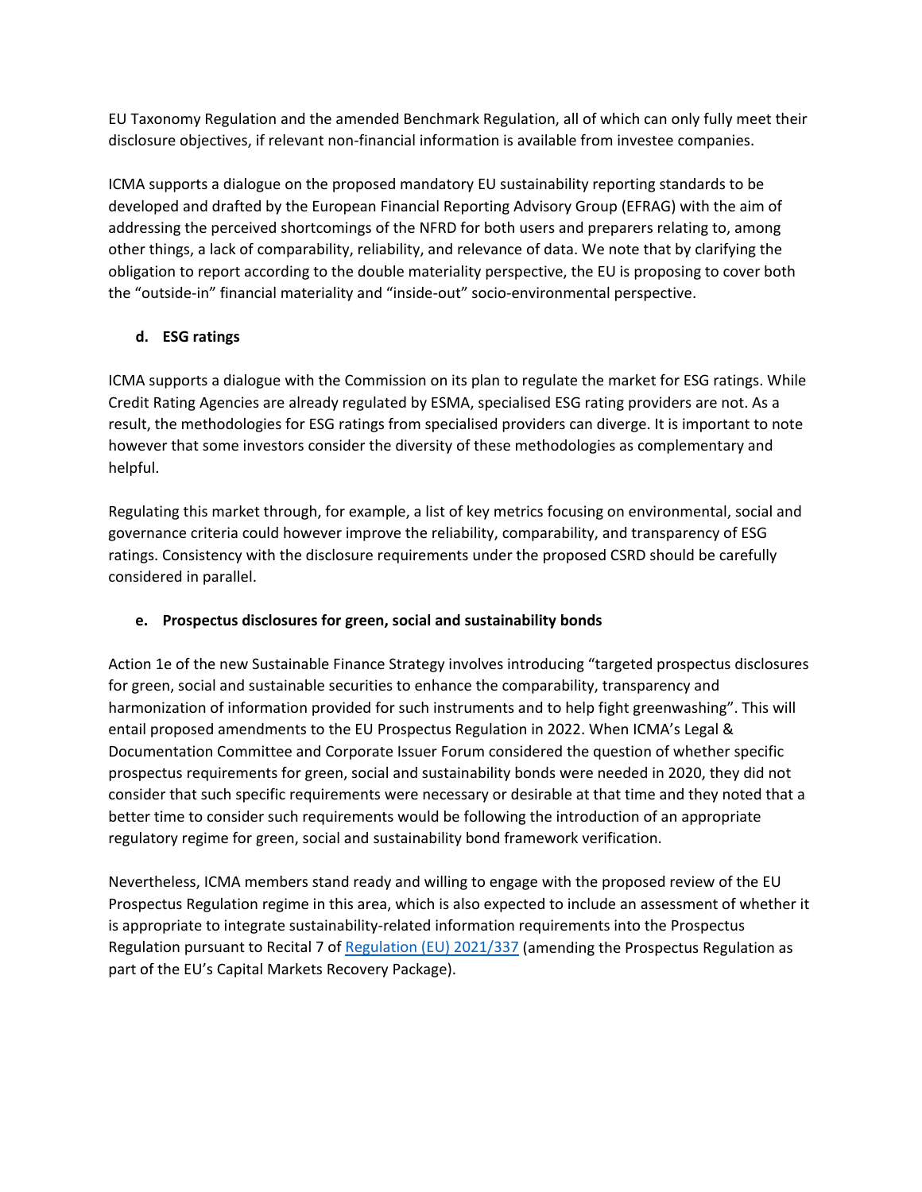EU Taxonomy Regulation and the amended Benchmark Regulation, all of which can only fully meet their disclosure objectives, if relevant non-financial information is available from investee companies.

ICMA supports a dialogue on the proposed mandatory EU sustainability reporting standards to be developed and drafted by the European Financial Reporting Advisory Group (EFRAG) with the aim of addressing the perceived shortcomings of the NFRD for both users and preparers relating to, among other things, a lack of comparability, reliability, and relevance of data. We note that by clarifying the obligation to report according to the double materiality perspective, the EU is proposing to cover both the "outside-in" financial materiality and "inside-out" socio-environmental perspective.

#### d. ESG ratings

ICMA supports a dialogue with the Commission on its plan to regulate the market for ESG ratings. While Credit Rating Agencies are already regulated by ESMA, specialised ESG rating providers are not. As a result, the methodologies for ESG ratings from specialised providers can diverge. It is important to note however that some investors consider the diversity of these methodologies as complementary and helpful.

Regulating this market through, for example, a list of key metrics focusing on environmental, social and governance criteria could however improve the reliability, comparability, and transparency of ESG ratings. Consistency with the disclosure requirements under the proposed CSRD should be carefully considered in parallel.

#### e. Prospectus disclosures for green, social and sustainability bonds

Action 1e of the new Sustainable Finance Strategy involves introducing "targeted prospectus disclosures for green, social and sustainable securities to enhance the comparability, transparency and harmonization of information provided for such instruments and to help fight greenwashing". This will entail proposed amendments to the EU Prospectus Regulation in 2022. When ICMA's Legal & Documentation Committee and Corporate Issuer Forum considered the question of whether specific prospectus requirements for green, social and sustainability bonds were needed in 2020, they did not consider that such specific requirements were necessary or desirable at that time and they noted that a better time to consider such requirements would be following the introduction of an appropriate regulatory regime for green, social and sustainability bond framework verification.

Nevertheless, ICMA members stand ready and willing to engage with the proposed review of the EU Prospectus Regulation regime in this area, which is also expected to include an assessment of whether it is appropriate to integrate sustainability-related information requirements into the Prospectus Regulation pursuant to Recital 7 of Regulation (EU) 2021/337 (amending the Prospectus Regulation as part of the EU's Capital Markets Recovery Package).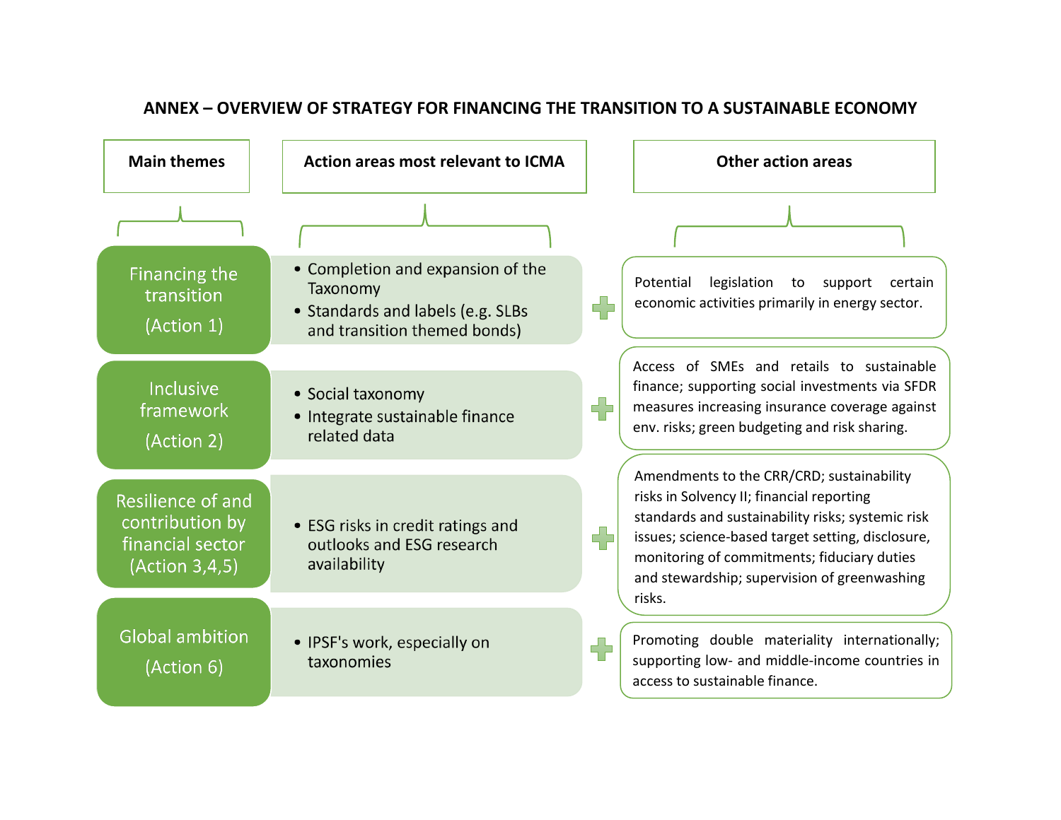## ANNEX – OVERVIEW OF STRATEGY FOR FINANCING THE TRANSITION TO A SUSTAINABLE ECONOMY

| Main themes | Action areas most relevant to ICMA | Other action areas |
| --- | --- | --- |
| Financing the transition (Action 1) | • Completion and expansion of the Taxonomy<br>• Standards and labels (e.g. SLBs and transition themed bonds) | Potential legislation to support certain economic activities primarily in energy sector. |
| Inclusive framework (Action 2) | • Social taxonomy<br>• Integrate sustainable finance related data | Access of SMEs and retails to sustainable finance; supporting social investments via SFDR measures increasing insurance coverage against env. risks; green budgeting and risk sharing. |
| Resilience of and contribution by financial sector (Action 3,4,5) | • ESG risks in credit ratings and outlooks and ESG research availability | Amendments to the CRR/CRD; sustainability risks in Solvency II; financial reporting standards and sustainability risks; systemic risk issues; science-based target setting, disclosure, monitoring of commitments; fiduciary duties and stewardship; supervision of greenwashing risks. |
| Global ambition (Action 6) | • IPSF's work, especially on taxonomies | Promoting double materiality internationally; supporting low- and middle-income countries in access to sustainable finance. |